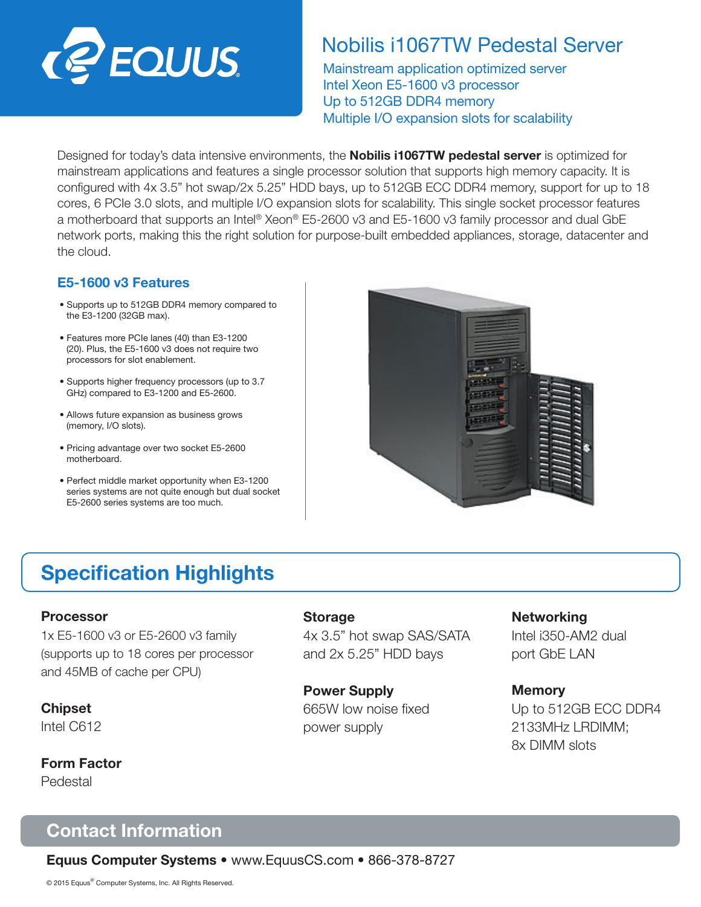EQUUS

# Nobilis i1067TW Pedestal Server

Mainstream application optimized server
Intel Xeon E5-1600 v3 processor
Up to 512GB DDR4 memory
Multiple I/O expansion slots for scalability

Designed for today's data intensive environments, the **Nobilis i1067TW pedestal server** is optimized for mainstream applications and features a single processor solution that supports high memory capacity. It is configured with 4x 3.5" hot swap/2x 5.25" HDD bays, up to 512GB ECC DDR4 memory, support for up to 18 cores, 6 PCIe 3.0 slots, and multiple I/O expansion slots for scalability. This single socket processor features a motherboard that supports an Intel® Xeon® E5-2600 v3 and E5-1600 v3 family processor and dual GbE network ports, making this the right solution for purpose-built embedded appliances, storage, datacenter and the cloud.

### E5-1600 v3 Features

- Supports up to 512GB DDR4 memory compared to the E3-1200 (32GB max).
- Features more PCIe lanes (40) than E3-1200 (20). Plus, the E5-1600 v3 does not require two processors for slot enablement.
- Supports higher frequency processors (up to 3.7 GHz) compared to E3-1200 and E5-2600.
- Allows future expansion as business grows (memory, I/O slots).
- Pricing advantage over two socket E5-2600 motherboard.
- Perfect middle market opportunity when E3-1200 series systems are not quite enough but dual socket E5-2600 series systems are too much.

## Specification Highlights

**Processor**
1x E5-1600 v3 or E5-2600 v3 family (supports up to 18 cores per processor and 45MB of cache per CPU)

**Chipset**
Intel C612

**Form Factor**
Pedestal

**Storage**
4x 3.5" hot swap SAS/SATA and 2x 5.25" HDD bays

**Power Supply**
665W low noise fixed power supply

**Networking**
Intel i350-AM2 dual port GbE LAN

**Memory**
Up to 512GB ECC DDR4 2133MHz LRDIMM; 8x DIMM slots

## Contact Information

**Equus Computer Systems** • www.EquusCS.com • 866-378-8727

© 2015 Equus® Computer Systems, Inc. All Rights Reserved.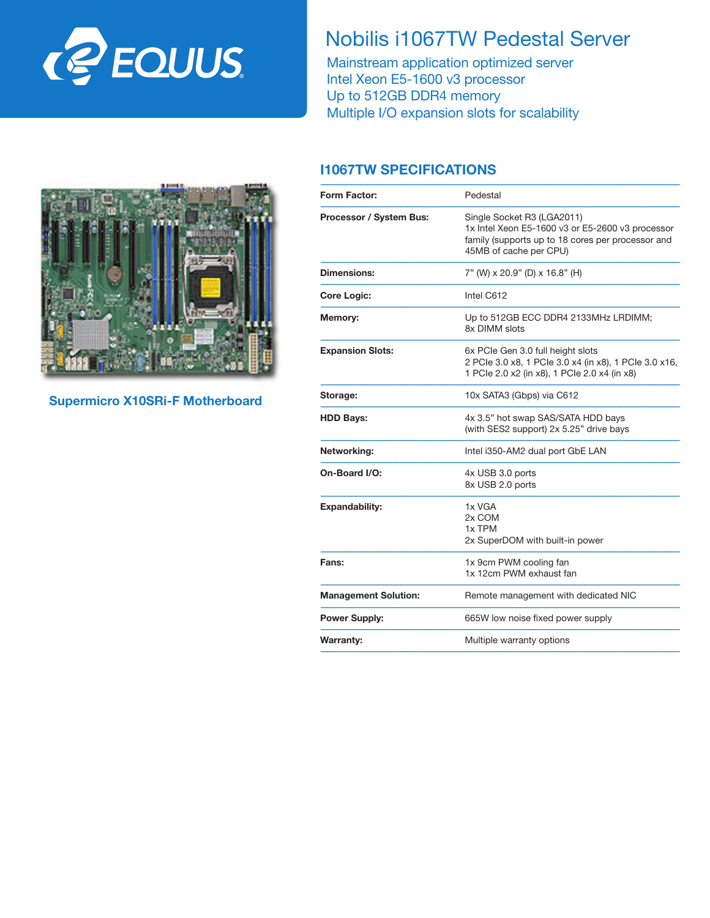# Nobilis i1067TW Pedestal Server

Mainstream application optimized server
Intel Xeon E5-1600 v3 processor
Up to 512GB DDR4 memory
Multiple I/O expansion slots for scalability

Supermicro X10SRi-F Motherboard

## I1067TW SPECIFICATIONS

| | |
|---|---|
| **Form Factor:** | Pedestal |
| **Processor / System Bus:** | Single Socket R3 (LGA2011)<br>1x Intel Xeon E5-1600 v3 or E5-2600 v3 processor family (supports up to 18 cores per processor and 45MB of cache per CPU) |
| **Dimensions:** | 7" (W) x 20.9" (D) x 16.8" (H) |
| **Core Logic:** | Intel C612 |
| **Memory:** | Up to 512GB ECC DDR4 2133MHz LRDIMM;<br>8x DIMM slots |
| **Expansion Slots:** | 6x PCIe Gen 3.0 full height slots<br>2 PCIe 3.0 x8, 1 PCIe 3.0 x4 (in x8), 1 PCIe 3.0 x16, 1 PCIe 2.0 x2 (in x8), 1 PCIe 2.0 x4 (in x8) |
| **Storage:** | 10x SATA3 (Gbps) via C612 |
| **HDD Bays:** | 4x 3.5" hot swap SAS/SATA HDD bays<br>(with SES2 support) 2x 5.25" drive bays |
| **Networking:** | Intel i350-AM2 dual port GbE LAN |
| **On-Board I/O:** | 4x USB 3.0 ports<br>8x USB 2.0 ports |
| **Expandability:** | 1x VGA<br>2x COM<br>1x TPM<br>2x SuperDOM with built-in power |
| **Fans:** | 1x 9cm PWM cooling fan<br>1x 12cm PWM exhaust fan |
| **Management Solution:** | Remote management with dedicated NIC |
| **Power Supply:** | 665W low noise fixed power supply |
| **Warranty:** | Multiple warranty options |